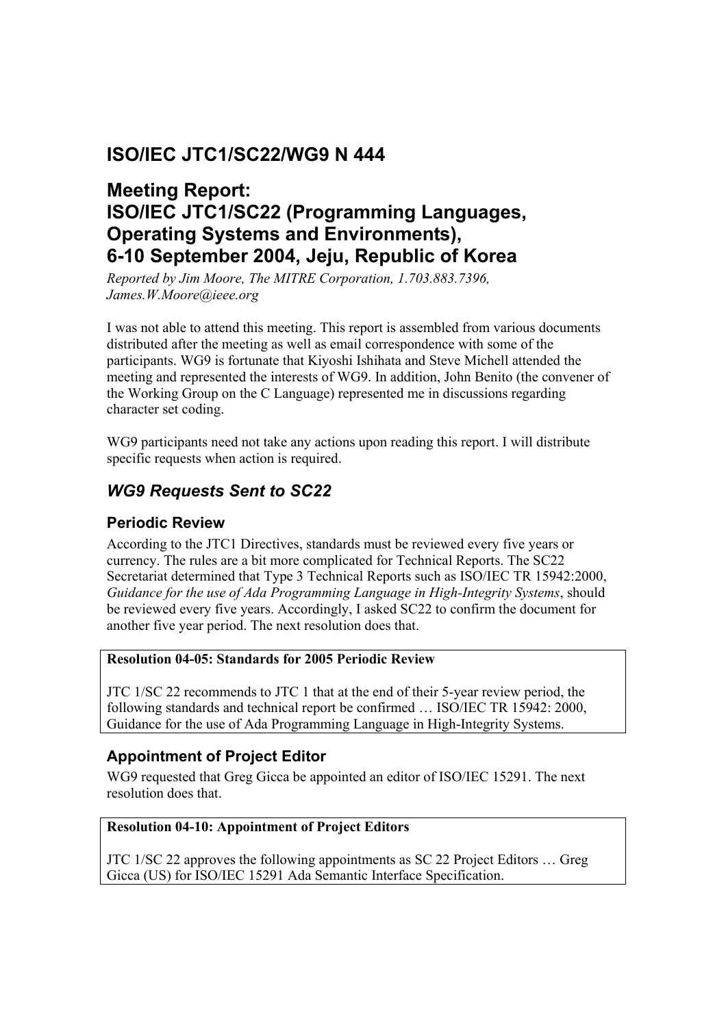# ISO/IEC JTC1/SC22/WG9 N 444

# Meeting Report: ISO/IEC JTC1/SC22 (Programming Languages, Operating Systems and Environments), 6-10 September 2004, Jeju, Republic of Korea

*Reported by Jim Moore, The MITRE Corporation, 1.703.883.7396, James.W.Moore@ieee.org*

I was not able to attend this meeting. This report is assembled from various documents distributed after the meeting as well as email correspondence with some of the participants. WG9 is fortunate that Kiyoshi Ishihata and Steve Michell attended the meeting and represented the interests of WG9. In addition, John Benito (the convener of the Working Group on the C Language) represented me in discussions regarding character set coding.

WG9 participants need not take any actions upon reading this report. I will distribute specific requests when action is required.

## *WG9 Requests Sent to SC22*

### Periodic Review

According to the JTC1 Directives, standards must be reviewed every five years or currency. The rules are a bit more complicated for Technical Reports. The SC22 Secretariat determined that Type 3 Technical Reports such as ISO/IEC TR 15942:2000, *Guidance for the use of Ada Programming Language in High-Integrity Systems*, should be reviewed every five years. Accordingly, I asked SC22 to confirm the document for another five year period. The next resolution does that.

> **Resolution 04-05: Standards for 2005 Periodic Review**
>
> JTC 1/SC 22 recommends to JTC 1 that at the end of their 5-year review period, the following standards and technical report be confirmed … ISO/IEC TR 15942: 2000, Guidance for the use of Ada Programming Language in High-Integrity Systems.

### Appointment of Project Editor

WG9 requested that Greg Gicca be appointed an editor of ISO/IEC 15291. The next resolution does that.

> **Resolution 04-10: Appointment of Project Editors**
>
> JTC 1/SC 22 approves the following appointments as SC 22 Project Editors … Greg Gicca (US) for ISO/IEC 15291 Ada Semantic Interface Specification.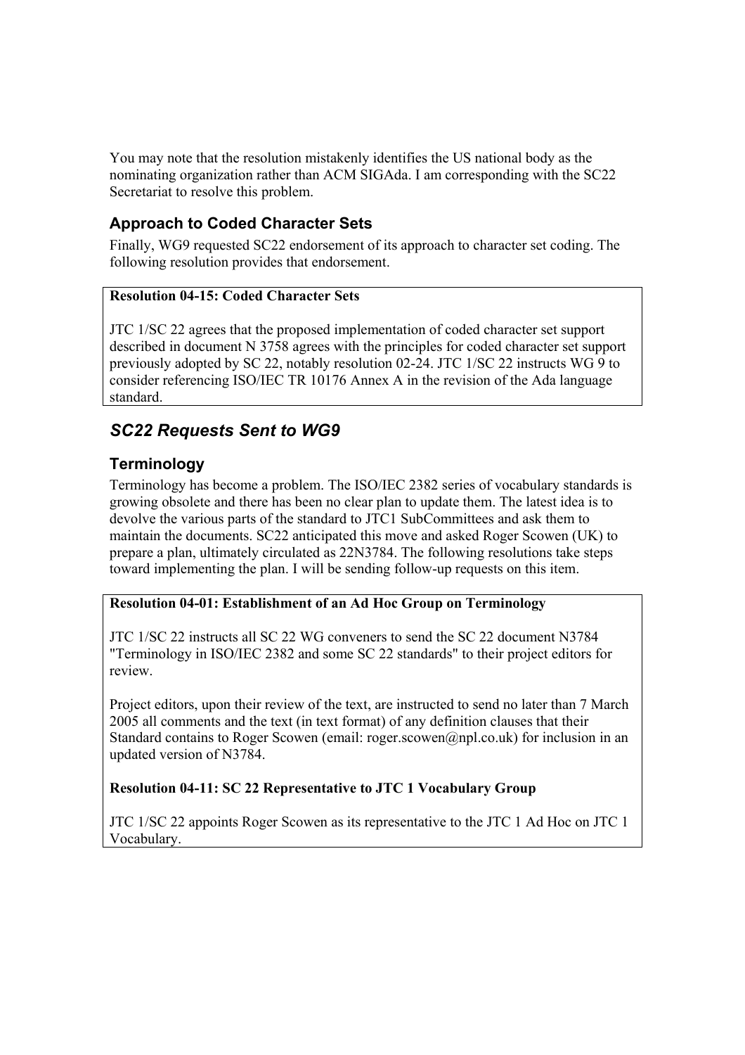You may note that the resolution mistakenly identifies the US national body as the nominating organization rather than ACM SIGAda. I am corresponding with the SC22 Secretariat to resolve this problem.

### Approach to Coded Character Sets

Finally, WG9 requested SC22 endorsement of its approach to character set coding. The following resolution provides that endorsement.

> **Resolution 04-15: Coded Character Sets**
>
> JTC 1/SC 22 agrees that the proposed implementation of coded character set support described in document N 3758 agrees with the principles for coded character set support previously adopted by SC 22, notably resolution 02-24. JTC 1/SC 22 instructs WG 9 to consider referencing ISO/IEC TR 10176 Annex A in the revision of the Ada language standard.

## *SC22 Requests Sent to WG9*

### Terminology

Terminology has become a problem. The ISO/IEC 2382 series of vocabulary standards is growing obsolete and there has been no clear plan to update them. The latest idea is to devolve the various parts of the standard to JTC1 SubCommittees and ask them to maintain the documents. SC22 anticipated this move and asked Roger Scowen (UK) to prepare a plan, ultimately circulated as 22N3784. The following resolutions take steps toward implementing the plan. I will be sending follow-up requests on this item.

> **Resolution 04-01: Establishment of an Ad Hoc Group on Terminology**
>
> JTC 1/SC 22 instructs all SC 22 WG conveners to send the SC 22 document N3784 "Terminology in ISO/IEC 2382 and some SC 22 standards" to their project editors for review.
>
> Project editors, upon their review of the text, are instructed to send no later than 7 March 2005 all comments and the text (in text format) of any definition clauses that their Standard contains to Roger Scowen (email: roger.scowen@npl.co.uk) for inclusion in an updated version of N3784.
>
> **Resolution 04-11: SC 22 Representative to JTC 1 Vocabulary Group**
>
> JTC 1/SC 22 appoints Roger Scowen as its representative to the JTC 1 Ad Hoc on JTC 1 Vocabulary.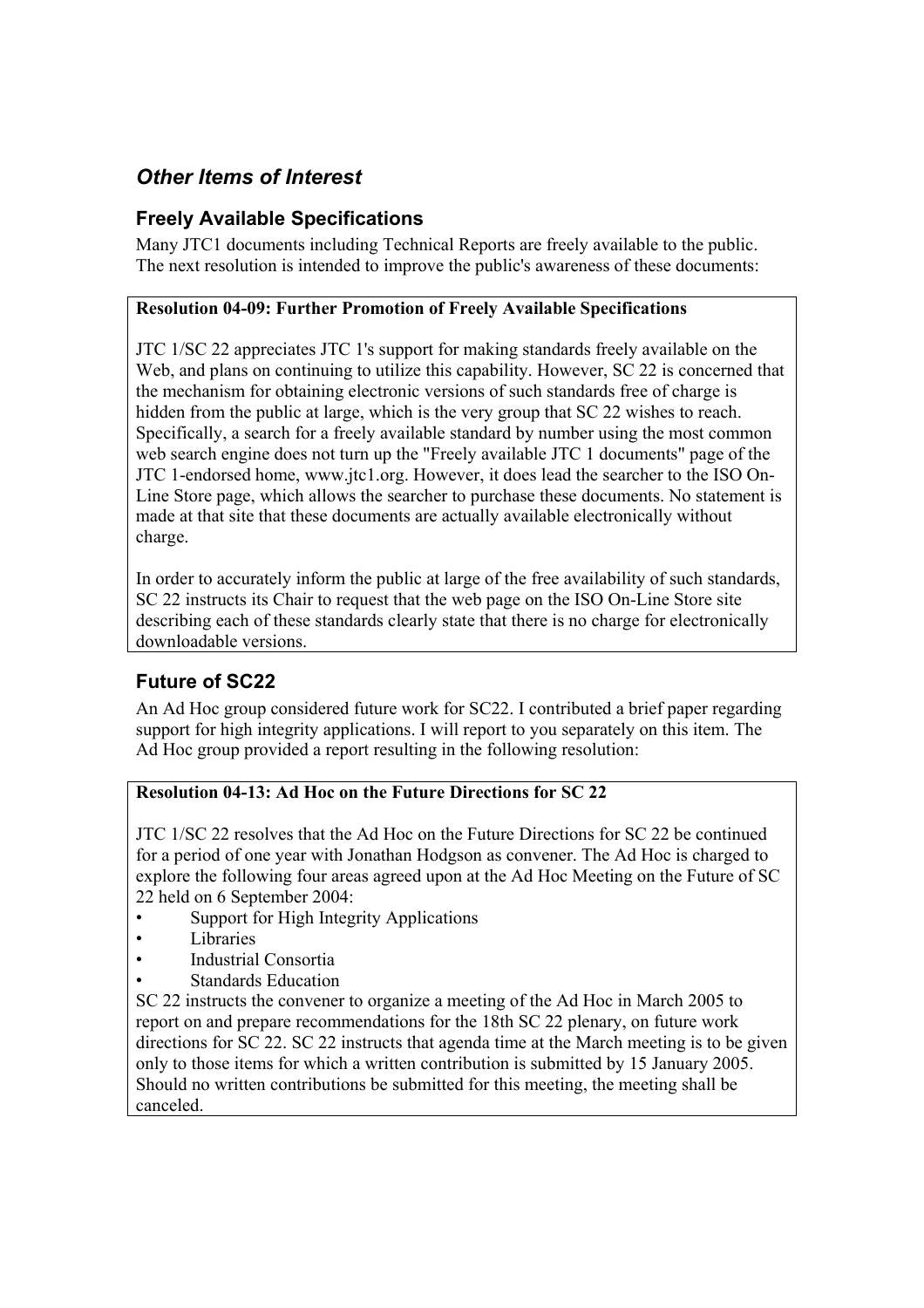## *Other Items of Interest*

### Freely Available Specifications

Many JTC1 documents including Technical Reports are freely available to the public. The next resolution is intended to improve the public's awareness of these documents:

**Resolution 04-09: Further Promotion of Freely Available Specifications**

JTC 1/SC 22 appreciates JTC 1's support for making standards freely available on the Web, and plans on continuing to utilize this capability. However, SC 22 is concerned that the mechanism for obtaining electronic versions of such standards free of charge is hidden from the public at large, which is the very group that SC 22 wishes to reach. Specifically, a search for a freely available standard by number using the most common web search engine does not turn up the "Freely available JTC 1 documents" page of the JTC 1-endorsed home, www.jtc1.org. However, it does lead the searcher to the ISO On-Line Store page, which allows the searcher to purchase these documents. No statement is made at that site that these documents are actually available electronically without charge.

In order to accurately inform the public at large of the free availability of such standards, SC 22 instructs its Chair to request that the web page on the ISO On-Line Store site describing each of these standards clearly state that there is no charge for electronically downloadable versions.

### Future of SC22

An Ad Hoc group considered future work for SC22. I contributed a brief paper regarding support for high integrity applications. I will report to you separately on this item. The Ad Hoc group provided a report resulting in the following resolution:

**Resolution 04-13: Ad Hoc on the Future Directions for SC 22**

JTC 1/SC 22 resolves that the Ad Hoc on the Future Directions for SC 22 be continued for a period of one year with Jonathan Hodgson as convener. The Ad Hoc is charged to explore the following four areas agreed upon at the Ad Hoc Meeting on the Future of SC 22 held on 6 September 2004:

- Support for High Integrity Applications
- Libraries
- Industrial Consortia
- Standards Education

SC 22 instructs the convener to organize a meeting of the Ad Hoc in March 2005 to report on and prepare recommendations for the 18th SC 22 plenary, on future work directions for SC 22. SC 22 instructs that agenda time at the March meeting is to be given only to those items for which a written contribution is submitted by 15 January 2005. Should no written contributions be submitted for this meeting, the meeting shall be canceled.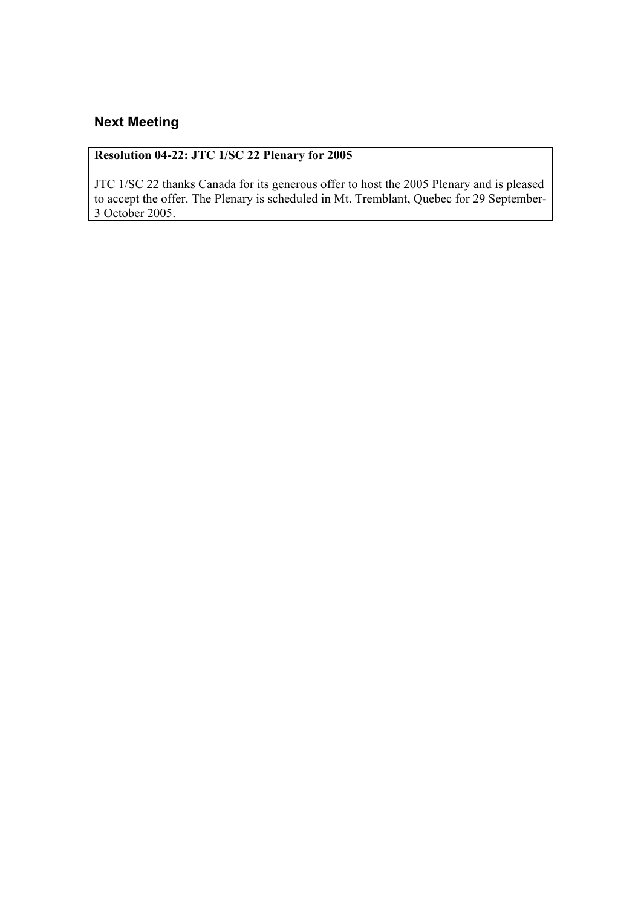## Next Meeting

**Resolution 04-22: JTC 1/SC 22 Plenary for 2005**

JTC 1/SC 22 thanks Canada for its generous offer to host the 2005 Plenary and is pleased to accept the offer. The Plenary is scheduled in Mt. Tremblant, Quebec for 29 September-3 October 2005.